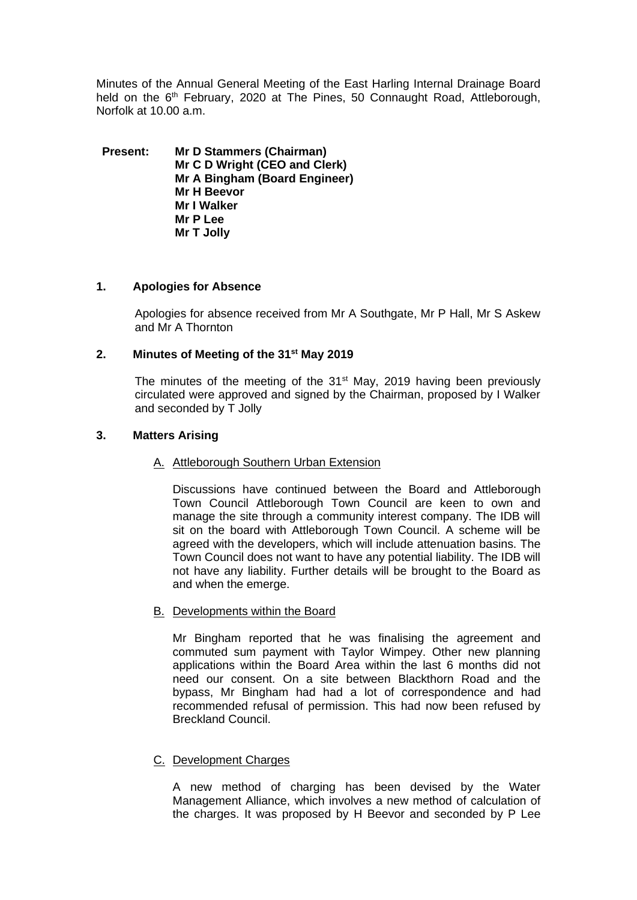Minutes of the Annual General Meeting of the East Harling Internal Drainage Board held on the 6th February, 2020 at The Pines, 50 Connaught Road, Attleborough, Norfolk at 10.00 a.m.

**Present:** **Mr D Stammers (Chairman)**
**Mr C D Wright (CEO and Clerk)**
**Mr A Bingham (Board Engineer)**
**Mr H Beevor**
**Mr I Walker**
**Mr P Lee**
**Mr T Jolly**

## 1. Apologies for Absence

Apologies for absence received from Mr A Southgate, Mr P Hall, Mr S Askew and Mr A Thornton

## 2. Minutes of Meeting of the 31st May 2019

The minutes of the meeting of the 31st May, 2019 having been previously circulated were approved and signed by the Chairman, proposed by I Walker and seconded by T Jolly

## 3. Matters Arising

A. Attleborough Southern Urban Extension

Discussions have continued between the Board and Attleborough Town Council Attleborough Town Council are keen to own and manage the site through a community interest company. The IDB will sit on the board with Attleborough Town Council. A scheme will be agreed with the developers, which will include attenuation basins. The Town Council does not want to have any potential liability. The IDB will not have any liability. Further details will be brought to the Board as and when the emerge.

B. Developments within the Board

Mr Bingham reported that he was finalising the agreement and commuted sum payment with Taylor Wimpey. Other new planning applications within the Board Area within the last 6 months did not need our consent. On a site between Blackthorn Road and the bypass, Mr Bingham had had a lot of correspondence and had recommended refusal of permission. This had now been refused by Breckland Council.

C. Development Charges

A new method of charging has been devised by the Water Management Alliance, which involves a new method of calculation of the charges. It was proposed by H Beevor and seconded by P Lee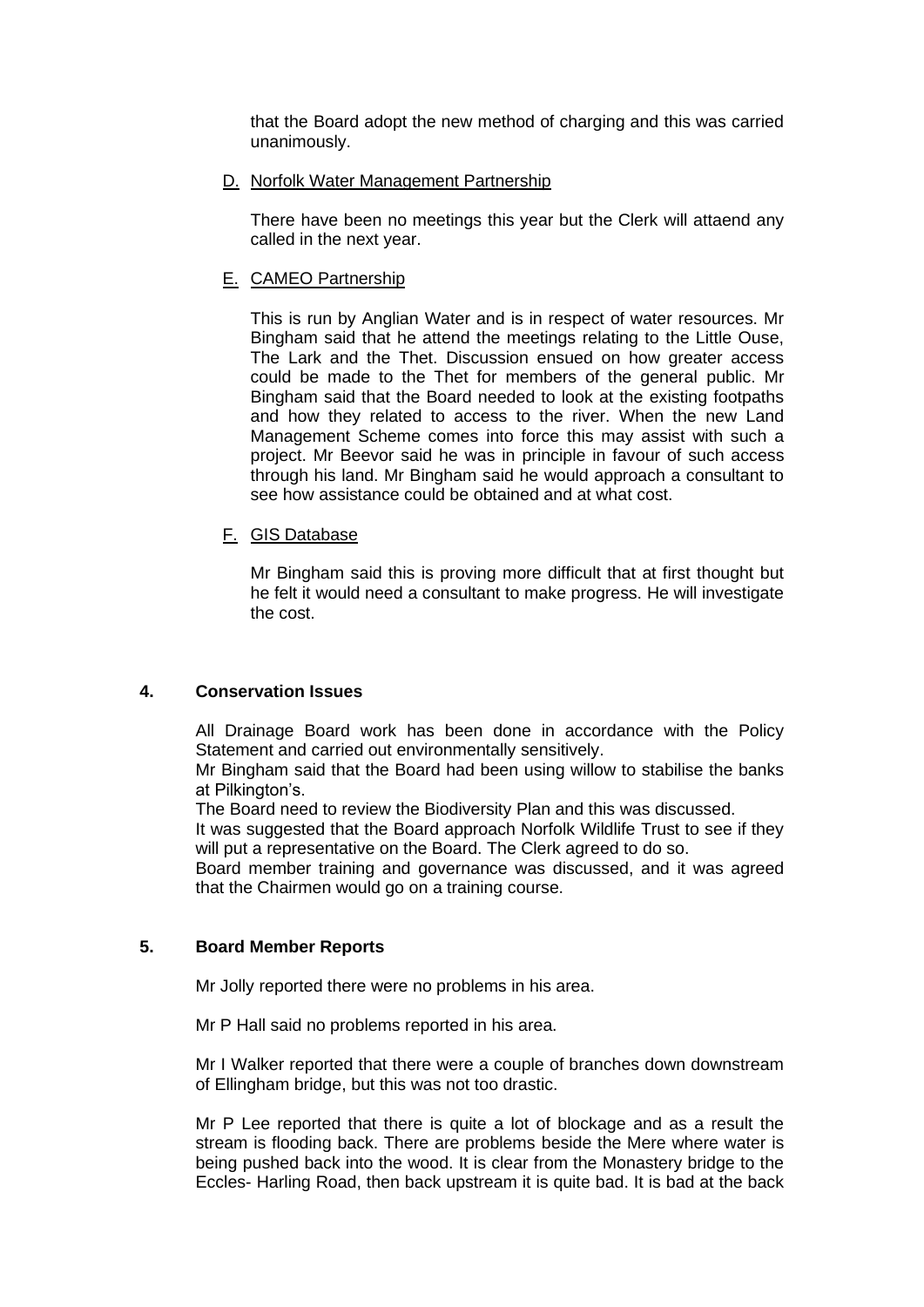that the Board adopt the new method of charging and this was carried unanimously.

D. Norfolk Water Management Partnership

There have been no meetings this year but the Clerk will attaend any called in the next year.

E. CAMEO Partnership

This is run by Anglian Water and is in respect of water resources. Mr Bingham said that he attend the meetings relating to the Little Ouse, The Lark and the Thet. Discussion ensued on how greater access could be made to the Thet for members of the general public. Mr Bingham said that the Board needed to look at the existing footpaths and how they related to access to the river. When the new Land Management Scheme comes into force this may assist with such a project. Mr Beevor said he was in principle in favour of such access through his land. Mr Bingham said he would approach a consultant to see how assistance could be obtained and at what cost.

F. GIS Database

Mr Bingham said this is proving more difficult that at first thought but he felt it would need a consultant to make progress. He will investigate the cost.

## 4. Conservation Issues

All Drainage Board work has been done in accordance with the Policy Statement and carried out environmentally sensitively.
Mr Bingham said that the Board had been using willow to stabilise the banks at Pilkington's.
The Board need to review the Biodiversity Plan and this was discussed.
It was suggested that the Board approach Norfolk Wildlife Trust to see if they will put a representative on the Board. The Clerk agreed to do so.
Board member training and governance was discussed, and it was agreed that the Chairmen would go on a training course.

## 5. Board Member Reports

Mr Jolly reported there were no problems in his area.

Mr P Hall said no problems reported in his area.

Mr I Walker reported that there were a couple of branches down downstream of Ellingham bridge, but this was not too drastic.

Mr P Lee reported that there is quite a lot of blockage and as a result the stream is flooding back. There are problems beside the Mere where water is being pushed back into the wood. It is clear from the Monastery bridge to the Eccles- Harling Road, then back upstream it is quite bad. It is bad at the back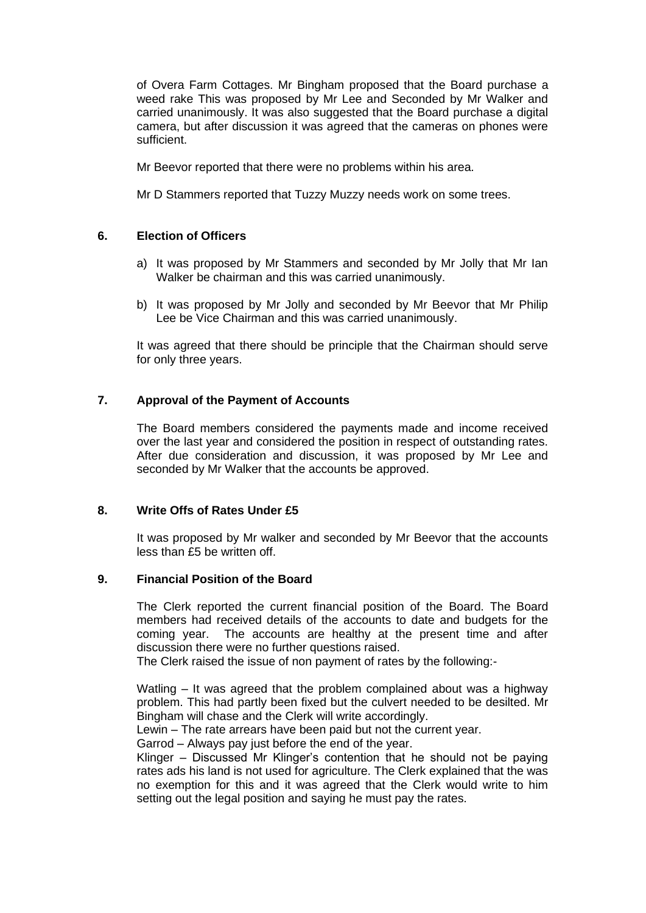of Overa Farm Cottages. Mr Bingham proposed that the Board purchase a weed rake This was proposed by Mr Lee and Seconded by Mr Walker and carried unanimously. It was also suggested that the Board purchase a digital camera, but after discussion it was agreed that the cameras on phones were sufficient.

Mr Beevor reported that there were no problems within his area.

Mr D Stammers reported that Tuzzy Muzzy needs work on some trees.

## 6. Election of Officers

a) It was proposed by Mr Stammers and seconded by Mr Jolly that Mr Ian Walker be chairman and this was carried unanimously.

b) It was proposed by Mr Jolly and seconded by Mr Beevor that Mr Philip Lee be Vice Chairman and this was carried unanimously.

It was agreed that there should be principle that the Chairman should serve for only three years.

## 7. Approval of the Payment of Accounts

The Board members considered the payments made and income received over the last year and considered the position in respect of outstanding rates. After due consideration and discussion, it was proposed by Mr Lee and seconded by Mr Walker that the accounts be approved.

## 8. Write Offs of Rates Under £5

It was proposed by Mr walker and seconded by Mr Beevor that the accounts less than £5 be written off.

## 9. Financial Position of the Board

The Clerk reported the current financial position of the Board. The Board members had received details of the accounts to date and budgets for the coming year. The accounts are healthy at the present time and after discussion there were no further questions raised.
The Clerk raised the issue of non payment of rates by the following:-

Watling – It was agreed that the problem complained about was a highway problem. This had partly been fixed but the culvert needed to be desilted. Mr Bingham will chase and the Clerk will write accordingly.
Lewin – The rate arrears have been paid but not the current year.
Garrod – Always pay just before the end of the year.
Klinger – Discussed Mr Klinger's contention that he should not be paying rates ads his land is not used for agriculture. The Clerk explained that the was no exemption for this and it was agreed that the Clerk would write to him setting out the legal position and saying he must pay the rates.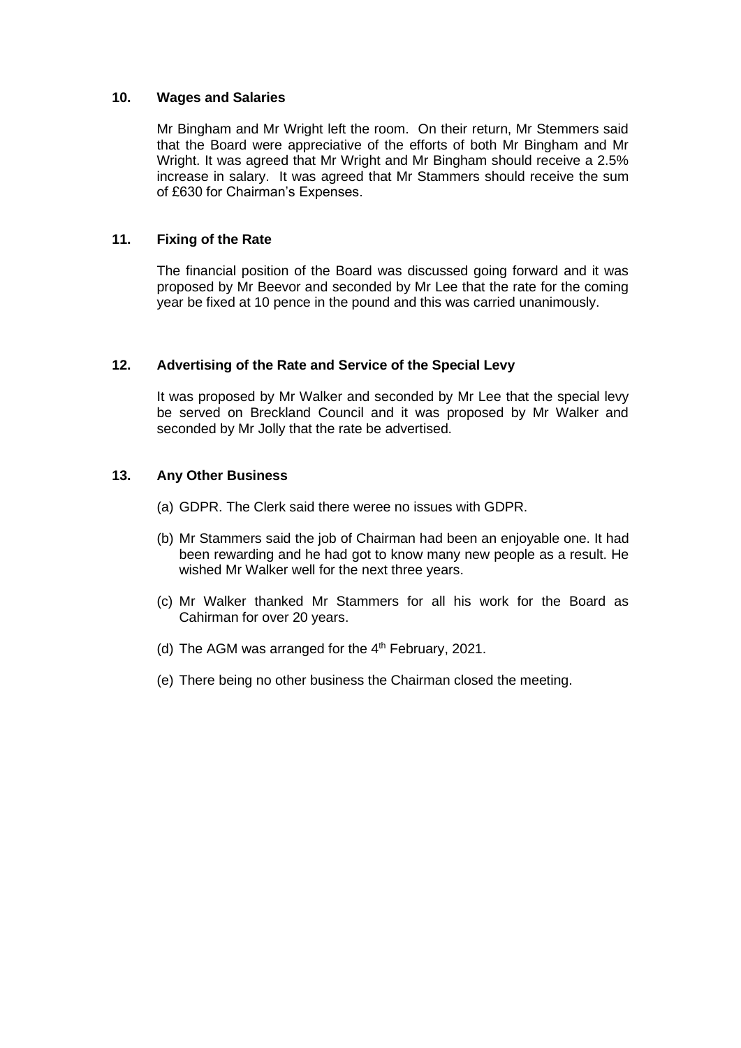### 10. Wages and Salaries

Mr Bingham and Mr Wright left the room. On their return, Mr Stemmers said that the Board were appreciative of the efforts of both Mr Bingham and Mr Wright. It was agreed that Mr Wright and Mr Bingham should receive a 2.5% increase in salary. It was agreed that Mr Stammers should receive the sum of £630 for Chairman's Expenses.

### 11. Fixing of the Rate

The financial position of the Board was discussed going forward and it was proposed by Mr Beevor and seconded by Mr Lee that the rate for the coming year be fixed at 10 pence in the pound and this was carried unanimously.

### 12. Advertising of the Rate and Service of the Special Levy

It was proposed by Mr Walker and seconded by Mr Lee that the special levy be served on Breckland Council and it was proposed by Mr Walker and seconded by Mr Jolly that the rate be advertised.

### 13. Any Other Business

(a) GDPR. The Clerk said there weree no issues with GDPR.

(b) Mr Stammers said the job of Chairman had been an enjoyable one. It had been rewarding and he had got to know many new people as a result. He wished Mr Walker well for the next three years.

(c) Mr Walker thanked Mr Stammers for all his work for the Board as Cahirman for over 20 years.

(d) The AGM was arranged for the 4th February, 2021.

(e) There being no other business the Chairman closed the meeting.